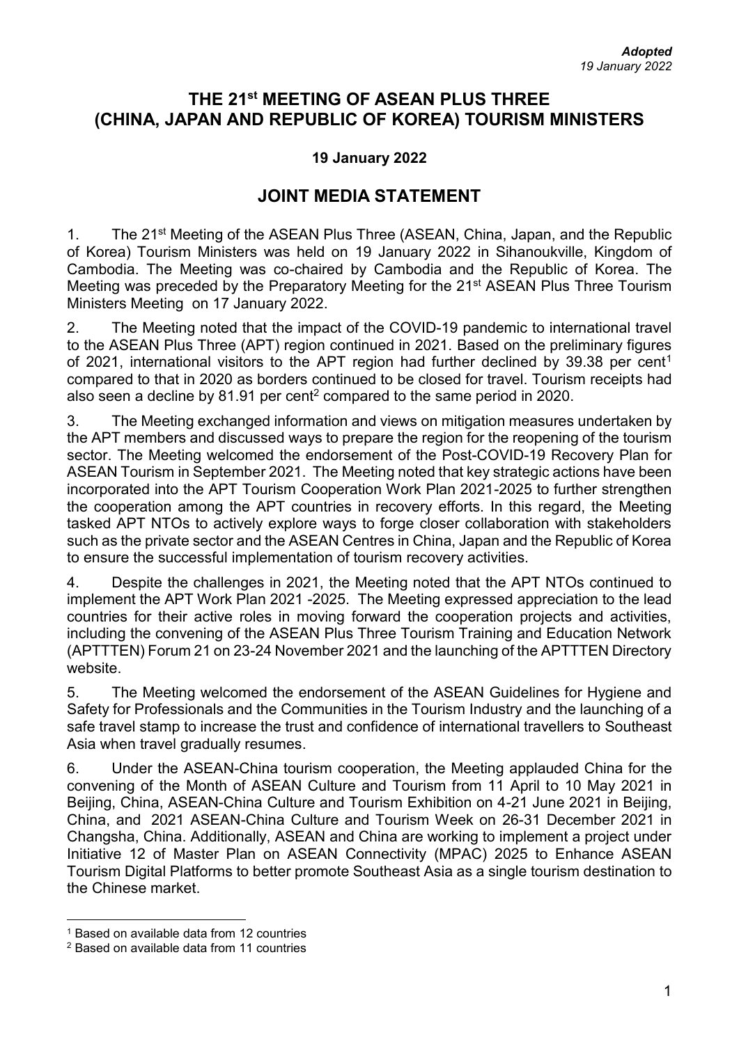*Adopted*
*19 January 2022*

# THE 21st MEETING OF ASEAN PLUS THREE (CHINA, JAPAN AND REPUBLIC OF KOREA) TOURISM MINISTERS

**19 January 2022**

## JOINT MEDIA STATEMENT

1. The 21st Meeting of the ASEAN Plus Three (ASEAN, China, Japan, and the Republic of Korea) Tourism Ministers was held on 19 January 2022 in Sihanoukville, Kingdom of Cambodia. The Meeting was co-chaired by Cambodia and the Republic of Korea. The Meeting was preceded by the Preparatory Meeting for the 21st ASEAN Plus Three Tourism Ministers Meeting on 17 January 2022.

2. The Meeting noted that the impact of the COVID-19 pandemic to international travel to the ASEAN Plus Three (APT) region continued in 2021. Based on the preliminary figures of 2021, international visitors to the APT region had further declined by 39.38 per cent[1] compared to that in 2020 as borders continued to be closed for travel. Tourism receipts had also seen a decline by 81.91 per cent[2] compared to the same period in 2020.

3. The Meeting exchanged information and views on mitigation measures undertaken by the APT members and discussed ways to prepare the region for the reopening of the tourism sector. The Meeting welcomed the endorsement of the Post-COVID-19 Recovery Plan for ASEAN Tourism in September 2021. The Meeting noted that key strategic actions have been incorporated into the APT Tourism Cooperation Work Plan 2021-2025 to further strengthen the cooperation among the APT countries in recovery efforts. In this regard, the Meeting tasked APT NTOs to actively explore ways to forge closer collaboration with stakeholders such as the private sector and the ASEAN Centres in China, Japan and the Republic of Korea to ensure the successful implementation of tourism recovery activities.

4. Despite the challenges in 2021, the Meeting noted that the APT NTOs continued to implement the APT Work Plan 2021 -2025. The Meeting expressed appreciation to the lead countries for their active roles in moving forward the cooperation projects and activities, including the convening of the ASEAN Plus Three Tourism Training and Education Network (APTTTEN) Forum 21 on 23-24 November 2021 and the launching of the APTTTEN Directory website.

5. The Meeting welcomed the endorsement of the ASEAN Guidelines for Hygiene and Safety for Professionals and the Communities in the Tourism Industry and the launching of a safe travel stamp to increase the trust and confidence of international travellers to Southeast Asia when travel gradually resumes.

6. Under the ASEAN-China tourism cooperation, the Meeting applauded China for the convening of the Month of ASEAN Culture and Tourism from 11 April to 10 May 2021 in Beijing, China, ASEAN-China Culture and Tourism Exhibition on 4-21 June 2021 in Beijing, China, and 2021 ASEAN-China Culture and Tourism Week on 26-31 December 2021 in Changsha, China. Additionally, ASEAN and China are working to implement a project under Initiative 12 of Master Plan on ASEAN Connectivity (MPAC) 2025 to Enhance ASEAN Tourism Digital Platforms to better promote Southeast Asia as a single tourism destination to the Chinese market.

---

[1] Based on available data from 12 countries

[2] Based on available data from 11 countries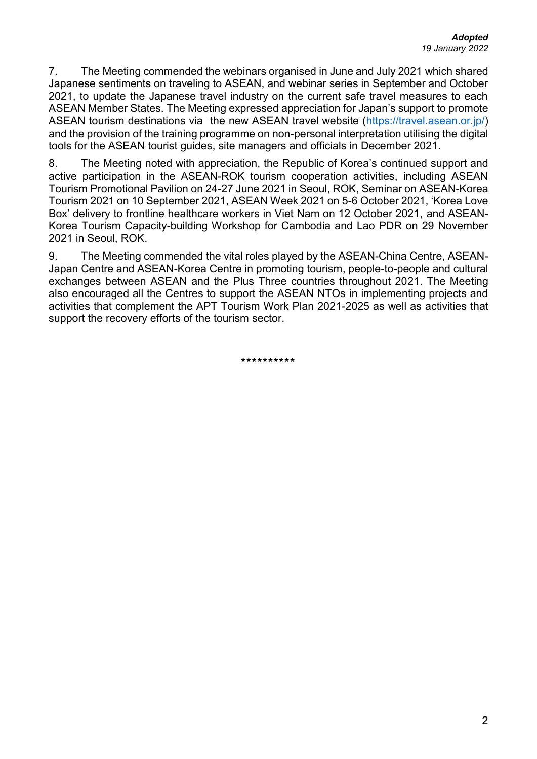***Adopted***
*19 January 2022*

7. The Meeting commended the webinars organised in June and July 2021 which shared Japanese sentiments on traveling to ASEAN, and webinar series in September and October 2021, to update the Japanese travel industry on the current safe travel measures to each ASEAN Member States. The Meeting expressed appreciation for Japan's support to promote ASEAN tourism destinations via the new ASEAN travel website (https://travel.asean.or.jp/) and the provision of the training programme on non-personal interpretation utilising the digital tools for the ASEAN tourist guides, site managers and officials in December 2021.

8. The Meeting noted with appreciation, the Republic of Korea's continued support and active participation in the ASEAN-ROK tourism cooperation activities, including ASEAN Tourism Promotional Pavilion on 24-27 June 2021 in Seoul, ROK, Seminar on ASEAN-Korea Tourism 2021 on 10 September 2021, ASEAN Week 2021 on 5-6 October 2021, 'Korea Love Box' delivery to frontline healthcare workers in Viet Nam on 12 October 2021, and ASEAN-Korea Tourism Capacity-building Workshop for Cambodia and Lao PDR on 29 November 2021 in Seoul, ROK.

9. The Meeting commended the vital roles played by the ASEAN-China Centre, ASEAN-Japan Centre and ASEAN-Korea Centre in promoting tourism, people-to-people and cultural exchanges between ASEAN and the Plus Three countries throughout 2021. The Meeting also encouraged all the Centres to support the ASEAN NTOs in implementing projects and activities that complement the APT Tourism Work Plan 2021-2025 as well as activities that support the recovery efforts of the tourism sector.

**********